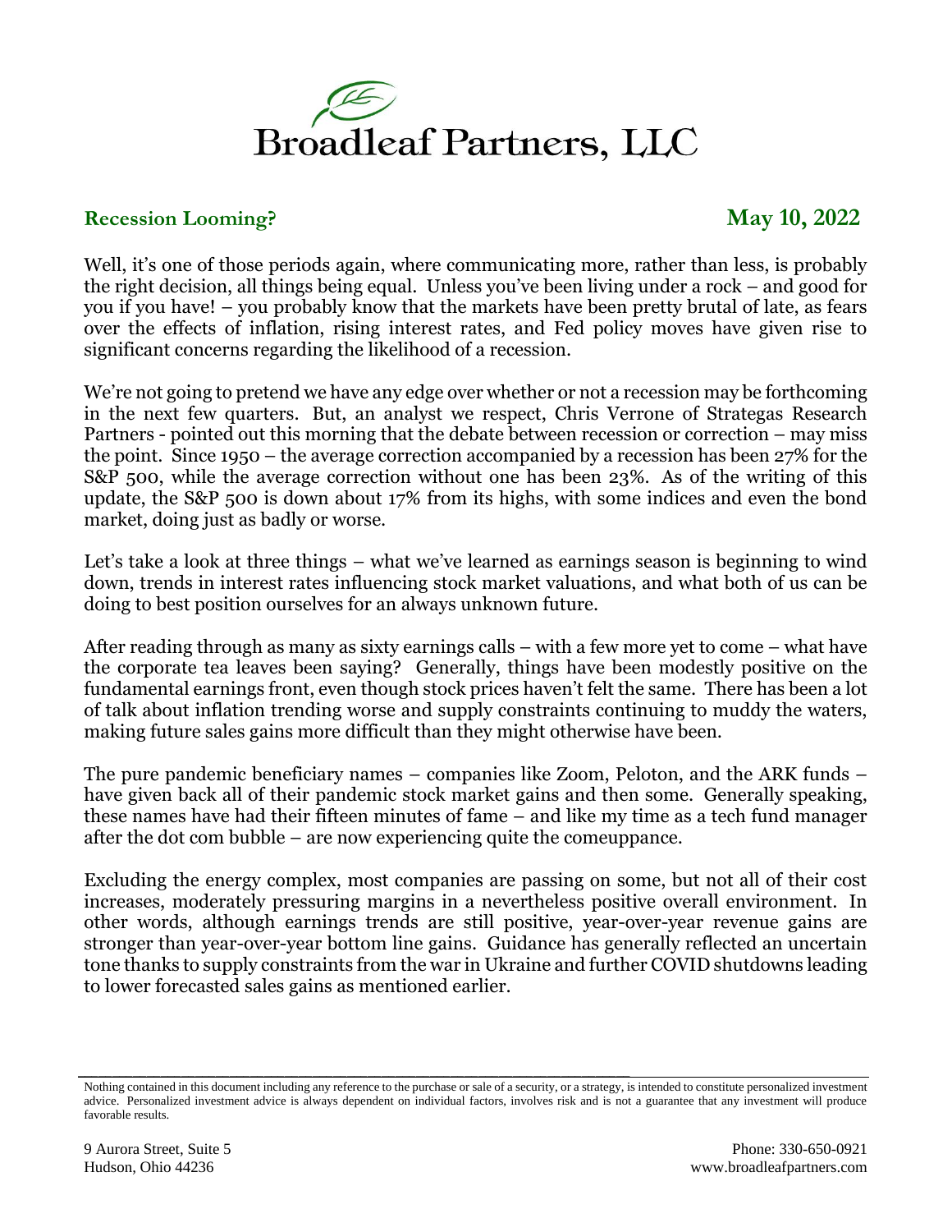# Broadleaf Partners, LLC

**Recession Looming?** **May 10, 2022**

Well, it's one of those periods again, where communicating more, rather than less, is probably the right decision, all things being equal. Unless you've been living under a rock – and good for you if you have! – you probably know that the markets have been pretty brutal of late, as fears over the effects of inflation, rising interest rates, and Fed policy moves have given rise to significant concerns regarding the likelihood of a recession.

We're not going to pretend we have any edge over whether or not a recession may be forthcoming in the next few quarters. But, an analyst we respect, Chris Verrone of Strategas Research Partners - pointed out this morning that the debate between recession or correction – may miss the point. Since 1950 – the average correction accompanied by a recession has been 27% for the S&P 500, while the average correction without one has been 23%. As of the writing of this update, the S&P 500 is down about 17% from its highs, with some indices and even the bond market, doing just as badly or worse.

Let's take a look at three things – what we've learned as earnings season is beginning to wind down, trends in interest rates influencing stock market valuations, and what both of us can be doing to best position ourselves for an always unknown future.

After reading through as many as sixty earnings calls – with a few more yet to come – what have the corporate tea leaves been saying? Generally, things have been modestly positive on the fundamental earnings front, even though stock prices haven't felt the same. There has been a lot of talk about inflation trending worse and supply constraints continuing to muddy the waters, making future sales gains more difficult than they might otherwise have been.

The pure pandemic beneficiary names – companies like Zoom, Peloton, and the ARK funds – have given back all of their pandemic stock market gains and then some. Generally speaking, these names have had their fifteen minutes of fame – and like my time as a tech fund manager after the dot com bubble – are now experiencing quite the comeuppance.

Excluding the energy complex, most companies are passing on some, but not all of their cost increases, moderately pressuring margins in a nevertheless positive overall environment. In other words, although earnings trends are still positive, year-over-year revenue gains are stronger than year-over-year bottom line gains. Guidance has generally reflected an uncertain tone thanks to supply constraints from the war in Ukraine and further COVID shutdowns leading to lower forecasted sales gains as mentioned earlier.

---

Nothing contained in this document including any reference to the purchase or sale of a security, or a strategy, is intended to constitute personalized investment advice. Personalized investment advice is always dependent on individual factors, involves risk and is not a guarantee that any investment will produce favorable results.

9 Aurora Street, Suite 5
Hudson, Ohio 44236

Phone: 330-650-0921
www.broadleafpartners.com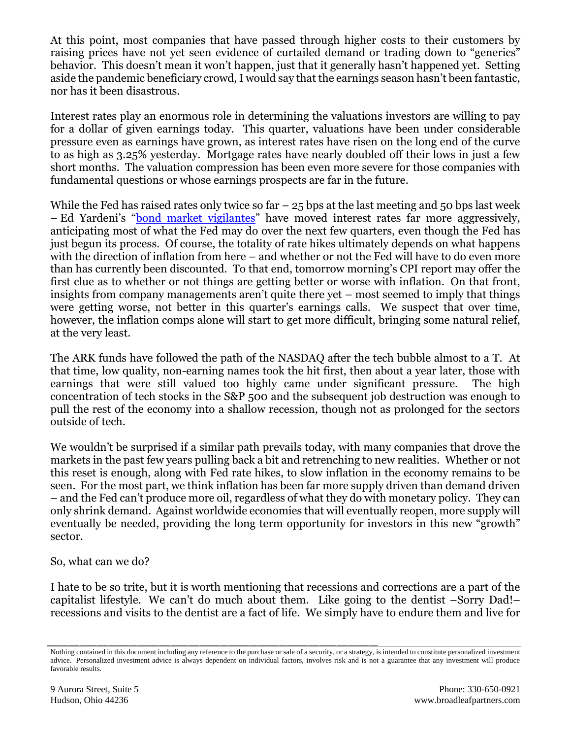At this point, most companies that have passed through higher costs to their customers by raising prices have not yet seen evidence of curtailed demand or trading down to "generics" behavior. This doesn't mean it won't happen, just that it generally hasn't happened yet. Setting aside the pandemic beneficiary crowd, I would say that the earnings season hasn't been fantastic, nor has it been disastrous.

Interest rates play an enormous role in determining the valuations investors are willing to pay for a dollar of given earnings today. This quarter, valuations have been under considerable pressure even as earnings have grown, as interest rates have risen on the long end of the curve to as high as 3.25% yesterday. Mortgage rates have nearly doubled off their lows in just a few short months. The valuation compression has been even more severe for those companies with fundamental questions or whose earnings prospects are far in the future.

While the Fed has raised rates only twice so far – 25 bps at the last meeting and 50 bps last week – Ed Yardeni's "bond market vigilantes" have moved interest rates far more aggressively, anticipating most of what the Fed may do over the next few quarters, even though the Fed has just begun its process. Of course, the totality of rate hikes ultimately depends on what happens with the direction of inflation from here – and whether or not the Fed will have to do even more than has currently been discounted. To that end, tomorrow morning's CPI report may offer the first clue as to whether or not things are getting better or worse with inflation. On that front, insights from company managements aren't quite there yet – most seemed to imply that things were getting worse, not better in this quarter's earnings calls. We suspect that over time, however, the inflation comps alone will start to get more difficult, bringing some natural relief, at the very least.

The ARK funds have followed the path of the NASDAQ after the tech bubble almost to a T. At that time, low quality, non-earning names took the hit first, then about a year later, those with earnings that were still valued too highly came under significant pressure. The high concentration of tech stocks in the S&P 500 and the subsequent job destruction was enough to pull the rest of the economy into a shallow recession, though not as prolonged for the sectors outside of tech.

We wouldn't be surprised if a similar path prevails today, with many companies that drove the markets in the past few years pulling back a bit and retrenching to new realities. Whether or not this reset is enough, along with Fed rate hikes, to slow inflation in the economy remains to be seen. For the most part, we think inflation has been far more supply driven than demand driven – and the Fed can't produce more oil, regardless of what they do with monetary policy. They can only shrink demand. Against worldwide economies that will eventually reopen, more supply will eventually be needed, providing the long term opportunity for investors in this new "growth" sector.

So, what can we do?

I hate to be so trite, but it is worth mentioning that recessions and corrections are a part of the capitalist lifestyle. We can't do much about them. Like going to the dentist –Sorry Dad!– recessions and visits to the dentist are a fact of life. We simply have to endure them and live for

Nothing contained in this document including any reference to the purchase or sale of a security, or a strategy, is intended to constitute personalized investment advice. Personalized investment advice is always dependent on individual factors, involves risk and is not a guarantee that any investment will produce favorable results.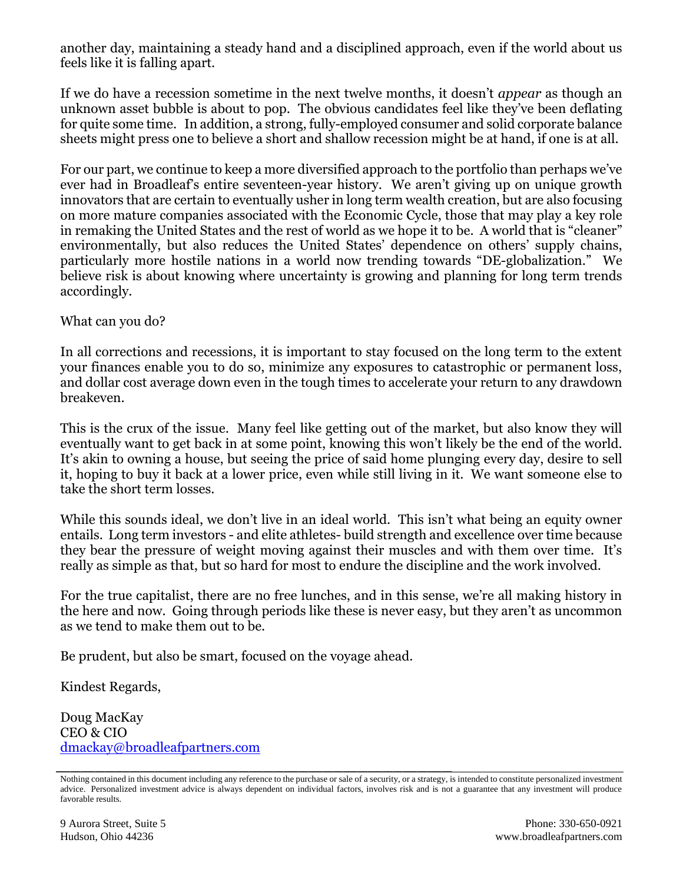another day, maintaining a steady hand and a disciplined approach, even if the world about us feels like it is falling apart.

If we do have a recession sometime in the next twelve months, it doesn't *appear* as though an unknown asset bubble is about to pop. The obvious candidates feel like they've been deflating for quite some time. In addition, a strong, fully-employed consumer and solid corporate balance sheets might press one to believe a short and shallow recession might be at hand, if one is at all.

For our part, we continue to keep a more diversified approach to the portfolio than perhaps we've ever had in Broadleaf's entire seventeen-year history. We aren't giving up on unique growth innovators that are certain to eventually usher in long term wealth creation, but are also focusing on more mature companies associated with the Economic Cycle, those that may play a key role in remaking the United States and the rest of world as we hope it to be. A world that is "cleaner" environmentally, but also reduces the United States' dependence on others' supply chains, particularly more hostile nations in a world now trending towards "DE-globalization." We believe risk is about knowing where uncertainty is growing and planning for long term trends accordingly.

What can you do?

In all corrections and recessions, it is important to stay focused on the long term to the extent your finances enable you to do so, minimize any exposures to catastrophic or permanent loss, and dollar cost average down even in the tough times to accelerate your return to any drawdown breakeven.

This is the crux of the issue. Many feel like getting out of the market, but also know they will eventually want to get back in at some point, knowing this won't likely be the end of the world. It's akin to owning a house, but seeing the price of said home plunging every day, desire to sell it, hoping to buy it back at a lower price, even while still living in it. We want someone else to take the short term losses.

While this sounds ideal, we don't live in an ideal world. This isn't what being an equity owner entails. Long term investors - and elite athletes- build strength and excellence over time because they bear the pressure of weight moving against their muscles and with them over time. It's really as simple as that, but so hard for most to endure the discipline and the work involved.

For the true capitalist, there are no free lunches, and in this sense, we're all making history in the here and now. Going through periods like these is never easy, but they aren't as uncommon as we tend to make them out to be.

Be prudent, but also be smart, focused on the voyage ahead.

Kindest Regards,

Doug MacKay
CEO & CIO
dmackay@broadleafpartners.com

---

Nothing contained in this document including any reference to the purchase or sale of a security, or a strategy, is intended to constitute personalized investment advice. Personalized investment advice is always dependent on individual factors, involves risk and is not a guarantee that any investment will produce favorable results.

9 Aurora Street, Suite 5
Hudson, Ohio 44236

Phone: 330-650-0921
www.broadleafpartners.com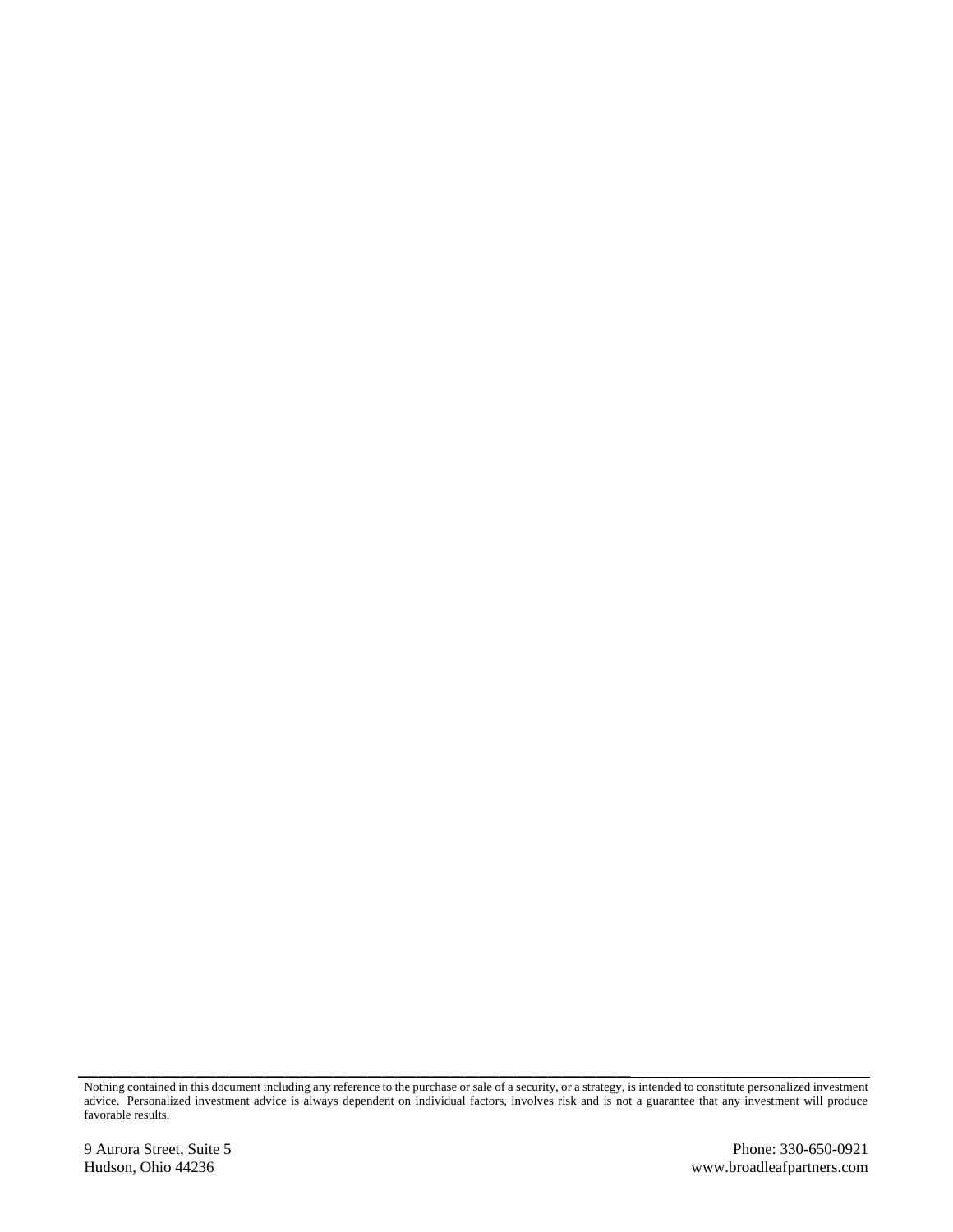---

Nothing contained in this document including any reference to the purchase or sale of a security, or a strategy, is intended to constitute personalized investment advice. Personalized investment advice is always dependent on individual factors, involves risk and is not a guarantee that any investment will produce favorable results.

9 Aurora Street, Suite 5
Hudson, Ohio 44236

Phone: 330-650-0921
www.broadleafpartners.com